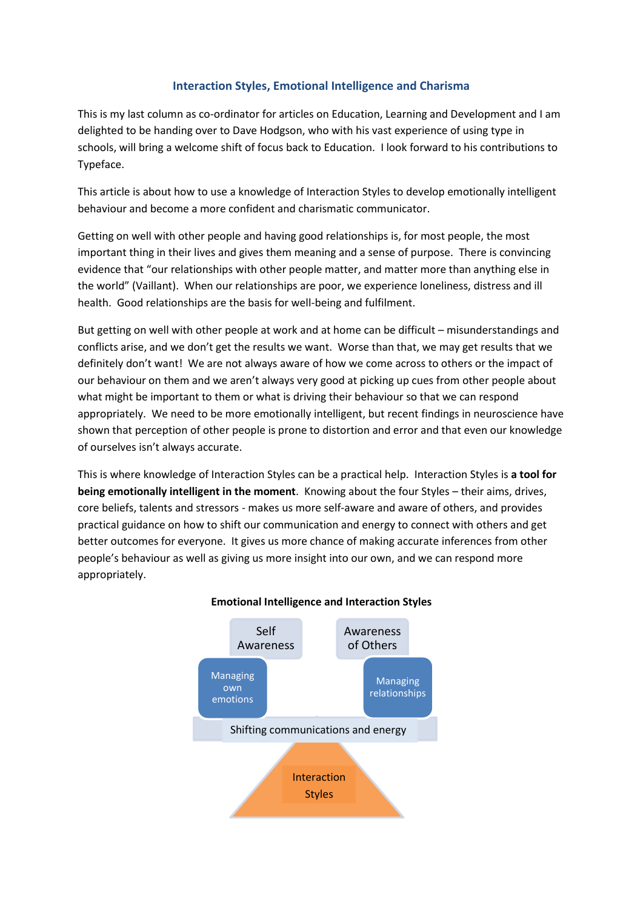# Interaction Styles, Emotional Intelligence and Charisma

This is my last column as co-ordinator for articles on Education, Learning and Development and I am delighted to be handing over to Dave Hodgson, who with his vast experience of using type in schools, will bring a welcome shift of focus back to Education. I look forward to his contributions to Typeface.

This article is about how to use a knowledge of Interaction Styles to develop emotionally intelligent behaviour and become a more confident and charismatic communicator.

Getting on well with other people and having good relationships is, for most people, the most important thing in their lives and gives them meaning and a sense of purpose. There is convincing evidence that "our relationships with other people matter, and matter more than anything else in the world" (Vaillant). When our relationships are poor, we experience loneliness, distress and ill health. Good relationships are the basis for well-being and fulfilment.

But getting on well with other people at work and at home can be difficult – misunderstandings and conflicts arise, and we don't get the results we want. Worse than that, we may get results that we definitely don't want! We are not always aware of how we come across to others or the impact of our behaviour on them and we aren't always very good at picking up cues from other people about what might be important to them or what is driving their behaviour so that we can respond appropriately. We need to be more emotionally intelligent, but recent findings in neuroscience have shown that perception of other people is prone to distortion and error and that even our knowledge of ourselves isn't always accurate.

This is where knowledge of Interaction Styles can be a practical help. Interaction Styles is **a tool for being emotionally intelligent in the moment**. Knowing about the four Styles – their aims, drives, core beliefs, talents and stressors - makes us more self-aware and aware of others, and provides practical guidance on how to shift our communication and energy to connect with others and get better outcomes for everyone. It gives us more chance of making accurate inferences from other people's behaviour as well as giving us more insight into our own, and we can respond more appropriately.

**Emotional Intelligence and Interaction Styles**

Self Awareness

Awareness of Others

Managing own emotions

Managing relationships

Shifting communications and energy

Interaction Styles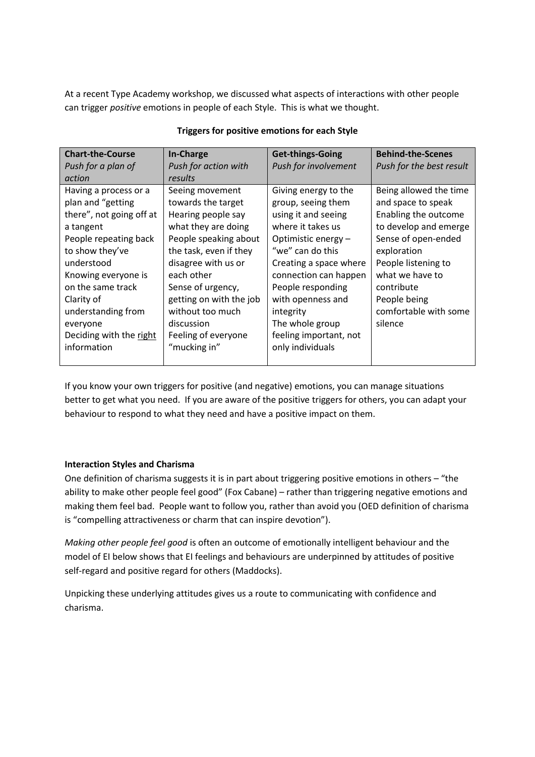At a recent Type Academy workshop, we discussed what aspects of interactions with other people can trigger *positive* emotions in people of each Style. This is what we thought.

**Triggers for positive emotions for each Style**

| **Chart-the-Course**<br>*Push for a plan of action* | **In-Charge**<br>*Push for action with results* | **Get-things-Going**<br>*Push for involvement* | **Behind-the-Scenes**<br>*Push for the best result* |
|---|---|---|---|
| Having a process or a plan and "getting there", not going off at a tangent<br>People repeating back to show they've understood<br>Knowing everyone is on the same track<br>Clarity of understanding from everyone<br>Deciding with the <u>right</u> information | Seeing movement towards the target<br>Hearing people say what they are doing<br>People speaking about the task, even if they disagree with us or each other<br>Sense of urgency, getting on with the job without too much discussion<br>Feeling of everyone "mucking in" | Giving energy to the group, seeing them using it and seeing where it takes us<br>Optimistic energy – "we" can do this<br>Creating a space where connection can happen<br>People responding with openness and integrity<br>The whole group feeling important, not only individuals | Being allowed the time and space to speak<br>Enabling the outcome to develop and emerge<br>Sense of open-ended exploration<br>People listening to what we have to contribute<br>People being comfortable with some silence |

If you know your own triggers for positive (and negative) emotions, you can manage situations better to get what you need. If you are aware of the positive triggers for others, you can adapt your behaviour to respond to what they need and have a positive impact on them.

**Interaction Styles and Charisma**

One definition of charisma suggests it is in part about triggering positive emotions in others – "the ability to make other people feel good" (Fox Cabane) – rather than triggering negative emotions and making them feel bad. People want to follow you, rather than avoid you (OED definition of charisma is "compelling attractiveness or charm that can inspire devotion").

*Making other people feel good* is often an outcome of emotionally intelligent behaviour and the model of EI below shows that EI feelings and behaviours are underpinned by attitudes of positive self-regard and positive regard for others (Maddocks).

Unpicking these underlying attitudes gives us a route to communicating with confidence and charisma.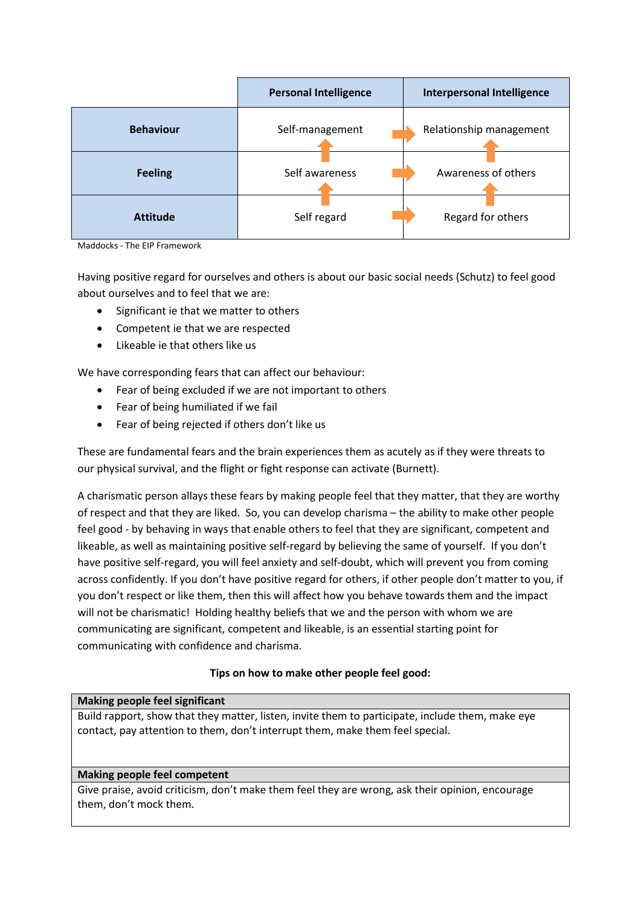| | Personal Intelligence | Interpersonal Intelligence |
|---|---|---|
| **Behaviour** | Self-management | Relationship management |
| **Feeling** | Self awareness | Awareness of others |
| **Attitude** | Self regard | Regard for others |

Maddocks - The EIP Framework

Having positive regard for ourselves and others is about our basic social needs (Schutz) to feel good about ourselves and to feel that we are:

- Significant ie that we matter to others
- Competent ie that we are respected
- Likeable ie that others like us

We have corresponding fears that can affect our behaviour:

- Fear of being excluded if we are not important to others
- Fear of being humiliated if we fail
- Fear of being rejected if others don't like us

These are fundamental fears and the brain experiences them as acutely as if they were threats to our physical survival, and the flight or fight response can activate (Burnett).

A charismatic person allays these fears by making people feel that they matter, that they are worthy of respect and that they are liked. So, you can develop charisma – the ability to make other people feel good - by behaving in ways that enable others to feel that they are significant, competent and likeable, as well as maintaining positive self-regard by believing the same of yourself. If you don't have positive self-regard, you will feel anxiety and self-doubt, which will prevent you from coming across confidently. If you don't have positive regard for others, if other people don't matter to you, if you don't respect or like them, then this will affect how you behave towards them and the impact will not be charismatic! Holding healthy beliefs that we and the person with whom we are communicating are significant, competent and likeable, is an essential starting point for communicating with confidence and charisma.

**Tips on how to make other people feel good:**

| **Making people feel significant** |
|---|
| Build rapport, show that they matter, listen, invite them to participate, include them, make eye contact, pay attention to them, don't interrupt them, make them feel special. |
| **Making people feel competent** |
| Give praise, avoid criticism, don't make them feel they are wrong, ask their opinion, encourage them, don't mock them. |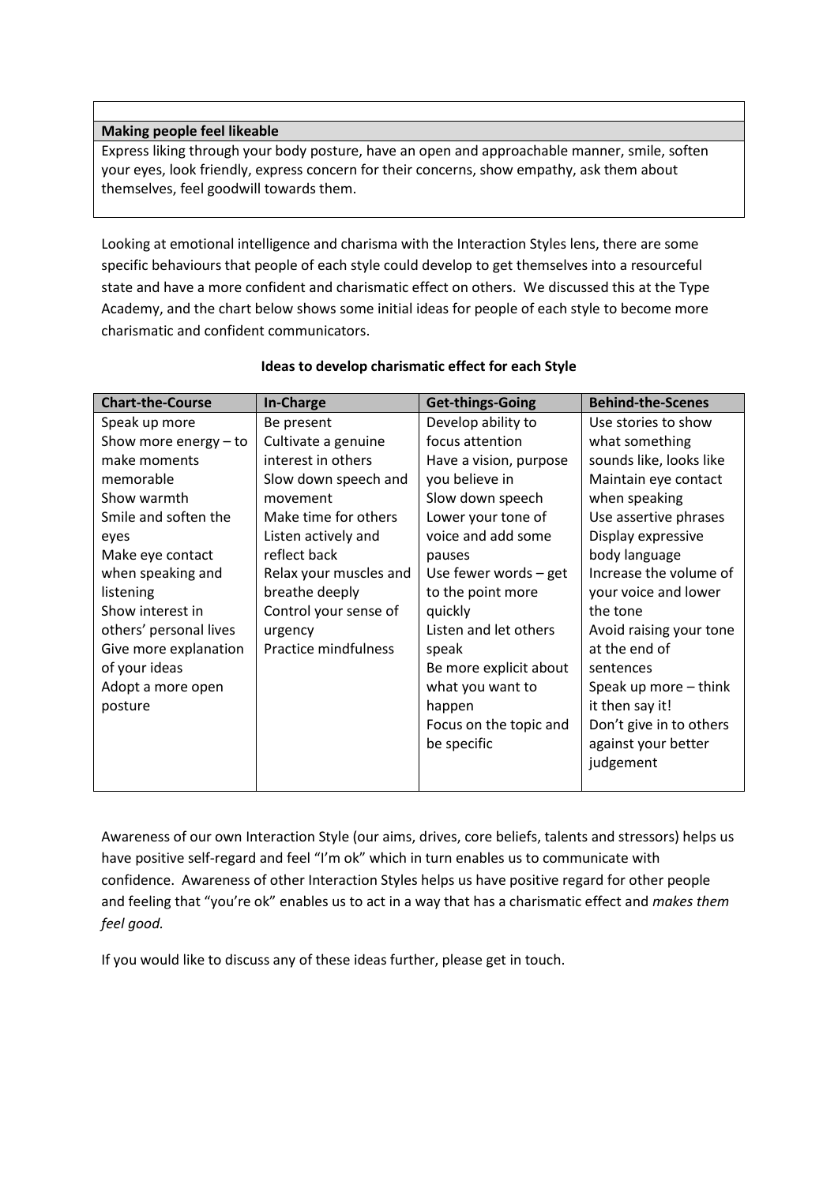| |
| --- |
| **Making people feel likeable** |
| Express liking through your body posture, have an open and approachable manner, smile, soften your eyes, look friendly, express concern for their concerns, show empathy, ask them about themselves, feel goodwill towards them. |

Looking at emotional intelligence and charisma with the Interaction Styles lens, there are some specific behaviours that people of each style could develop to get themselves into a resourceful state and have a more confident and charismatic effect on others. We discussed this at the Type Academy, and the chart below shows some initial ideas for people of each style to become more charismatic and confident communicators.

**Ideas to develop charismatic effect for each Style**

| Chart-the-Course | In-Charge | Get-things-Going | Behind-the-Scenes |
| --- | --- | --- | --- |
| Speak up more<br>Show more energy – to make moments memorable<br>Show warmth<br>Smile and soften the eyes<br>Make eye contact when speaking and listening<br>Show interest in others' personal lives<br>Give more explanation of your ideas<br>Adopt a more open posture | Be present<br>Cultivate a genuine interest in others<br>Slow down speech and movement<br>Make time for others<br>Listen actively and reflect back<br>Relax your muscles and breathe deeply<br>Control your sense of urgency<br>Practice mindfulness | Develop ability to focus attention<br>Have a vision, purpose you believe in<br>Slow down speech<br>Lower your tone of voice and add some pauses<br>Use fewer words – get to the point more quickly<br>Listen and let others speak<br>Be more explicit about what you want to happen<br>Focus on the topic and be specific | Use stories to show what something sounds like, looks like<br>Maintain eye contact when speaking<br>Use assertive phrases<br>Display expressive body language<br>Increase the volume of your voice and lower the tone<br>Avoid raising your tone at the end of sentences<br>Speak up more – think it then say it!<br>Don't give in to others against your better judgement |

Awareness of our own Interaction Style (our aims, drives, core beliefs, talents and stressors) helps us have positive self-regard and feel "I'm ok" which in turn enables us to communicate with confidence. Awareness of other Interaction Styles helps us have positive regard for other people and feeling that "you're ok" enables us to act in a way that has a charismatic effect and *makes them feel good.*

If you would like to discuss any of these ideas further, please get in touch.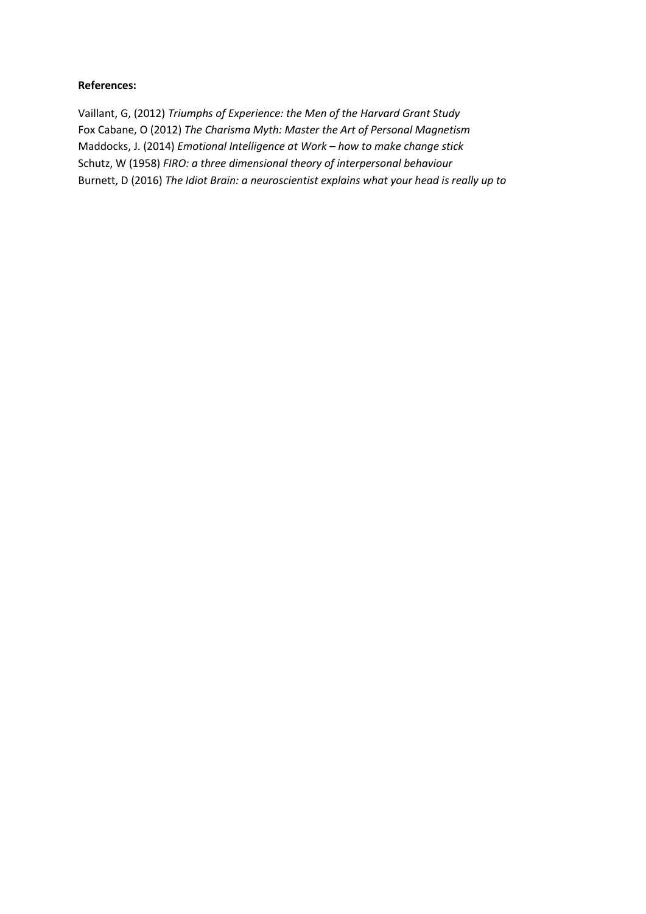**References:**

Vaillant, G, (2012) *Triumphs of Experience: the Men of the Harvard Grant Study*
Fox Cabane, O (2012) *The Charisma Myth: Master the Art of Personal Magnetism*
Maddocks, J. (2014) *Emotional Intelligence at Work – how to make change stick*
Schutz, W (1958) *FIRO: a three dimensional theory of interpersonal behaviour*
Burnett, D (2016) *The Idiot Brain: a neuroscientist explains what your head is really up to*